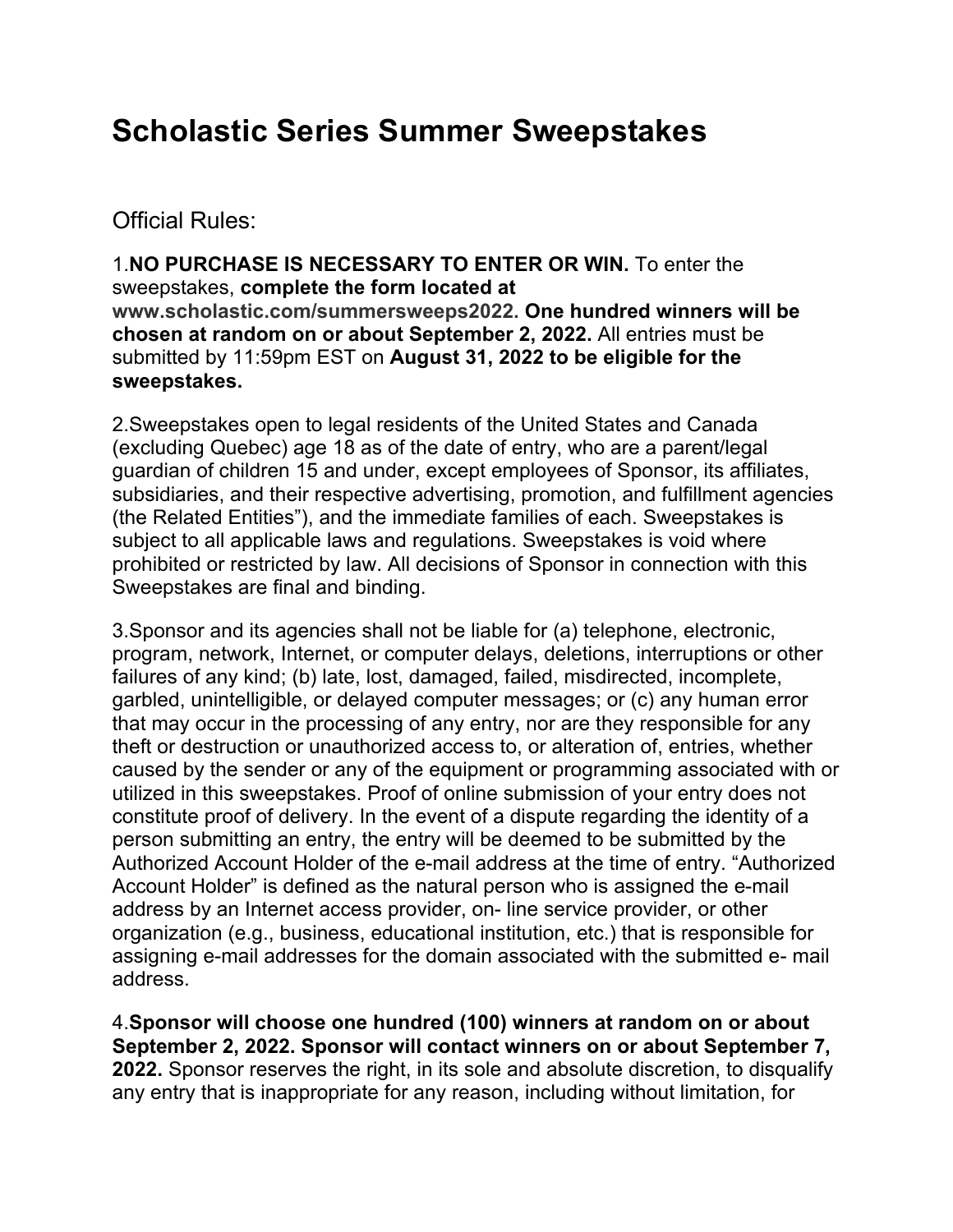# Scholastic Series Summer Sweepstakes

Official Rules:

1.**NO PURCHASE IS NECESSARY TO ENTER OR WIN.** To enter the sweepstakes, **complete the form located at www.scholastic.com/summersweeps2022. One hundred winners will be chosen at random on or about September 2, 2022.** All entries must be submitted by 11:59pm EST on **August 31, 2022 to be eligible for the sweepstakes.**

2.Sweepstakes open to legal residents of the United States and Canada (excluding Quebec) age 18 as of the date of entry, who are a parent/legal guardian of children 15 and under, except employees of Sponsor, its affiliates, subsidiaries, and their respective advertising, promotion, and fulfillment agencies (the Related Entities"), and the immediate families of each. Sweepstakes is subject to all applicable laws and regulations. Sweepstakes is void where prohibited or restricted by law. All decisions of Sponsor in connection with this Sweepstakes are final and binding.

3.Sponsor and its agencies shall not be liable for (a) telephone, electronic, program, network, Internet, or computer delays, deletions, interruptions or other failures of any kind; (b) late, lost, damaged, failed, misdirected, incomplete, garbled, unintelligible, or delayed computer messages; or (c) any human error that may occur in the processing of any entry, nor are they responsible for any theft or destruction or unauthorized access to, or alteration of, entries, whether caused by the sender or any of the equipment or programming associated with or utilized in this sweepstakes. Proof of online submission of your entry does not constitute proof of delivery. In the event of a dispute regarding the identity of a person submitting an entry, the entry will be deemed to be submitted by the Authorized Account Holder of the e-mail address at the time of entry. "Authorized Account Holder" is defined as the natural person who is assigned the e-mail address by an Internet access provider, on- line service provider, or other organization (e.g., business, educational institution, etc.) that is responsible for assigning e-mail addresses for the domain associated with the submitted e- mail address.

4.**Sponsor will choose one hundred (100) winners at random on or about September 2, 2022. Sponsor will contact winners on or about September 7, 2022.** Sponsor reserves the right, in its sole and absolute discretion, to disqualify any entry that is inappropriate for any reason, including without limitation, for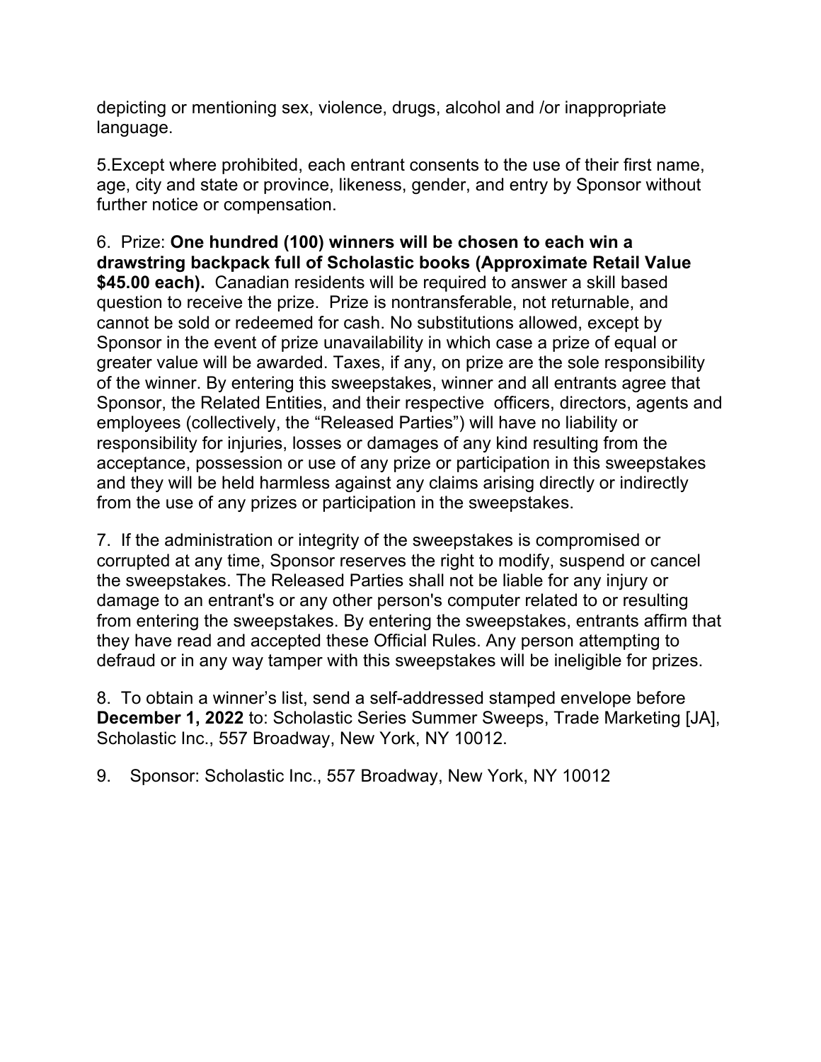depicting or mentioning sex, violence, drugs, alcohol and /or inappropriate language.

5.Except where prohibited, each entrant consents to the use of their first name, age, city and state or province, likeness, gender, and entry by Sponsor without further notice or compensation.

6. Prize: **One hundred (100) winners will be chosen to each win a drawstring backpack full of Scholastic books (Approximate Retail Value $45.00 each).** Canadian residents will be required to answer a skill based question to receive the prize. Prize is nontransferable, not returnable, and cannot be sold or redeemed for cash. No substitutions allowed, except by Sponsor in the event of prize unavailability in which case a prize of equal or greater value will be awarded. Taxes, if any, on prize are the sole responsibility of the winner. By entering this sweepstakes, winner and all entrants agree that Sponsor, the Related Entities, and their respective officers, directors, agents and employees (collectively, the "Released Parties") will have no liability or responsibility for injuries, losses or damages of any kind resulting from the acceptance, possession or use of any prize or participation in this sweepstakes and they will be held harmless against any claims arising directly or indirectly from the use of any prizes or participation in the sweepstakes.

7. If the administration or integrity of the sweepstakes is compromised or corrupted at any time, Sponsor reserves the right to modify, suspend or cancel the sweepstakes. The Released Parties shall not be liable for any injury or damage to an entrant's or any other person's computer related to or resulting from entering the sweepstakes. By entering the sweepstakes, entrants affirm that they have read and accepted these Official Rules. Any person attempting to defraud or in any way tamper with this sweepstakes will be ineligible for prizes.

8. To obtain a winner's list, send a self-addressed stamped envelope before **December 1, 2022** to: Scholastic Series Summer Sweeps, Trade Marketing [JA], Scholastic Inc., 557 Broadway, New York, NY 10012.

9. Sponsor: Scholastic Inc., 557 Broadway, New York, NY 10012